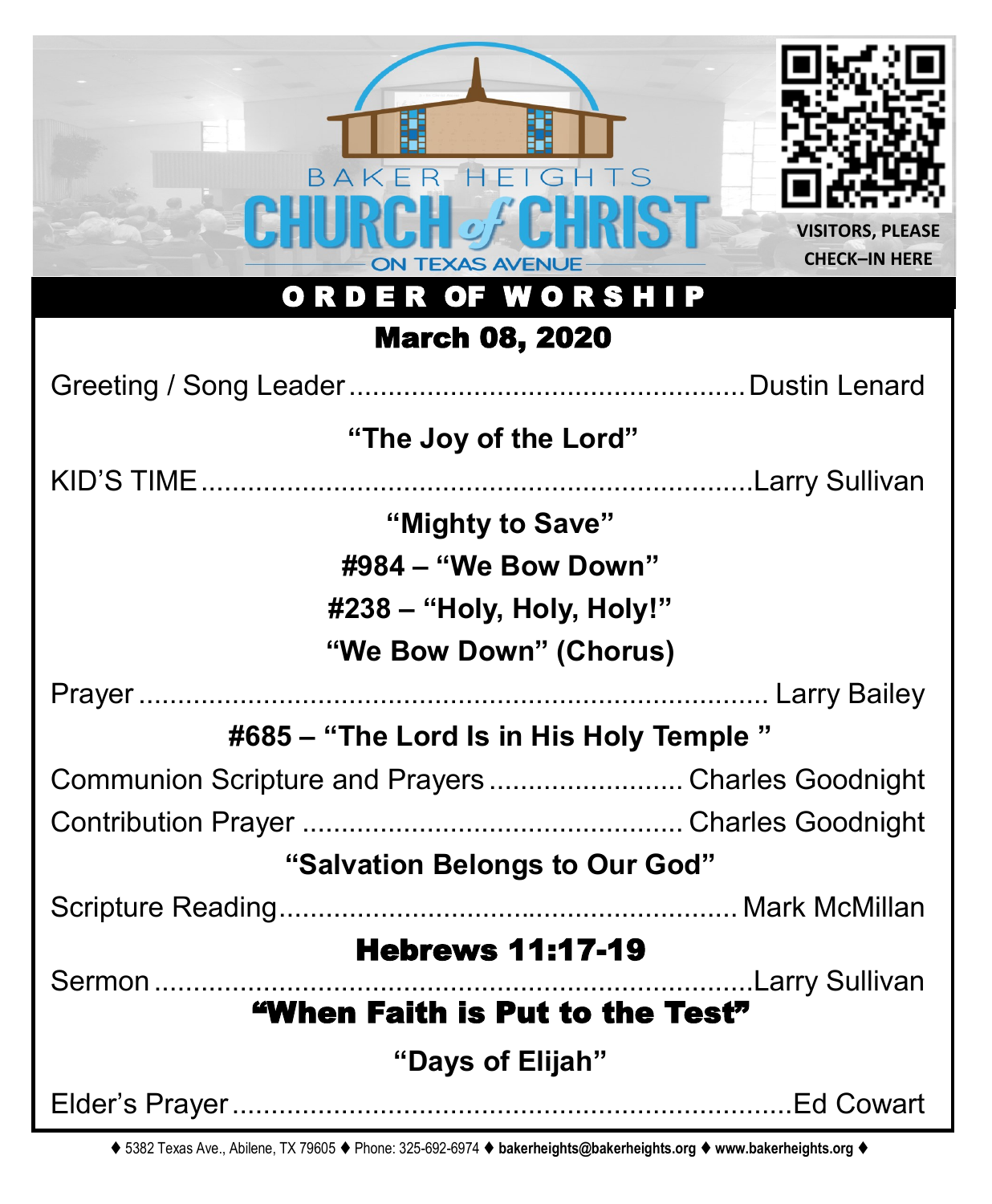BAKER HEIGHTS

# CHURCH of CHRIST

ON TEXAS AVENUE

VISITORS, PLEASE CHECK–IN HERE

## ORDER OF WORSHIP

### March 08, 2020

Greeting / Song Leader ........................................ Dustin Lenard

**"The Joy of the Lord"**

KID'S TIME ........................................ Larry Sullivan

**"Mighty to Save"**

**#984 – "We Bow Down"**

**#238 – "Holy, Holy, Holy!"**

**"We Bow Down" (Chorus)**

Prayer ........................................ Larry Bailey

**#685 – "The Lord Is in His Holy Temple "**

Communion Scripture and Prayers ........................................ Charles Goodnight

Contribution Prayer ........................................ Charles Goodnight

**"Salvation Belongs to Our God"**

Scripture Reading ........................................ Mark McMillan

**Hebrews 11:17-19**

Sermon ........................................ Larry Sullivan

**"When Faith is Put to the Test"**

**"Days of Elijah"**

Elder's Prayer ........................................ Ed Cowart

♦ 5382 Texas Ave., Abilene, TX 79605 ♦ Phone: 325-692-6974 ♦ **bakerheights@bakerheights.org** ♦ **www.bakerheights.org** ♦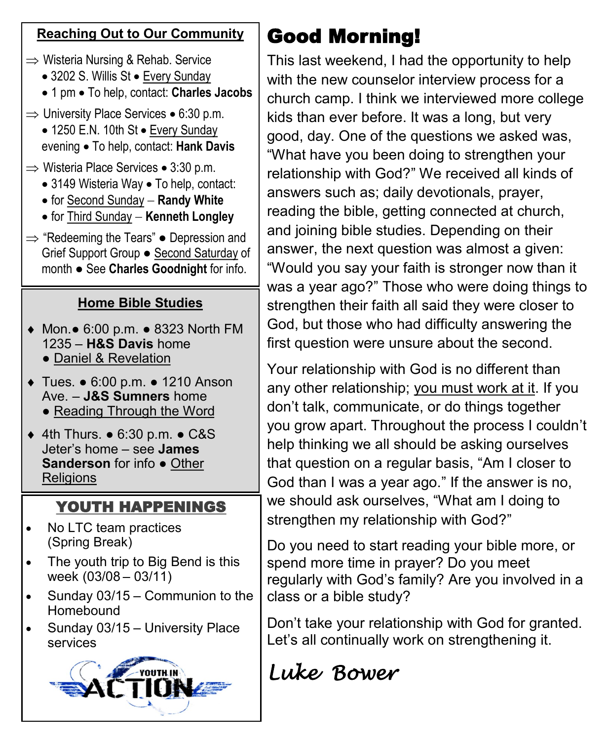## Reaching Out to Our Community

- ⇒ Wisteria Nursing & Rehab. Service
  - 3202 S. Willis St • Every Sunday
  - 1 pm • To help, contact: **Charles Jacobs**
- ⇒ University Place Services • 6:30 p.m.
  - 1250 E.N. 10th St • Every Sunday evening • To help, contact: **Hank Davis**
- ⇒ Wisteria Place Services • 3:30 p.m.
  - 3149 Wisteria Way • To help, contact:
  - for Second Sunday – **Randy White**
  - for Third Sunday – **Kenneth Longley**
- ⇒ "Redeeming the Tears" ● Depression and Grief Support Group ● Second Saturday of month ● See **Charles Goodnight** for info.

## Home Bible Studies

- ♦ Mon.● 6:00 p.m. ● 8323 North FM 1235 – **H&S Davis** home ● Daniel & Revelation
- ♦ Tues. ● 6:00 p.m. ● 1210 Anson Ave. – **J&S Sumners** home ● Reading Through the Word
- ♦ 4th Thurs. ● 6:30 p.m. ● C&S Jeter's home – see **James Sanderson** for info ● Other Religions

## YOUTH HAPPENINGS

- No LTC team practices (Spring Break)
- The youth trip to Big Bend is this week (03/08 – 03/11)
- Sunday 03/15 – Communion to the Homebound
- Sunday 03/15 – University Place services

YOUTH IN ACTION

# Good Morning!

This last weekend, I had the opportunity to help with the new counselor interview process for a church camp. I think we interviewed more college kids than ever before. It was a long, but very good, day. One of the questions we asked was, "What have you been doing to strengthen your relationship with God?" We received all kinds of answers such as; daily devotionals, prayer, reading the bible, getting connected at church, and joining bible studies. Depending on their answer, the next question was almost a given: "Would you say your faith is stronger now than it was a year ago?" Those who were doing things to strengthen their faith all said they were closer to God, but those who had difficulty answering the first question were unsure about the second.

Your relationship with God is no different than any other relationship; you must work at it. If you don't talk, communicate, or do things together you grow apart. Throughout the process I couldn't help thinking we all should be asking ourselves that question on a regular basis, "Am I closer to God than I was a year ago." If the answer is no, we should ask ourselves, "What am I doing to strengthen my relationship with God?"

Do you need to start reading your bible more, or spend more time in prayer? Do you meet regularly with God's family? Are you involved in a class or a bible study?

Don't take your relationship with God for granted. Let's all continually work on strengthening it.

*Luke Bower*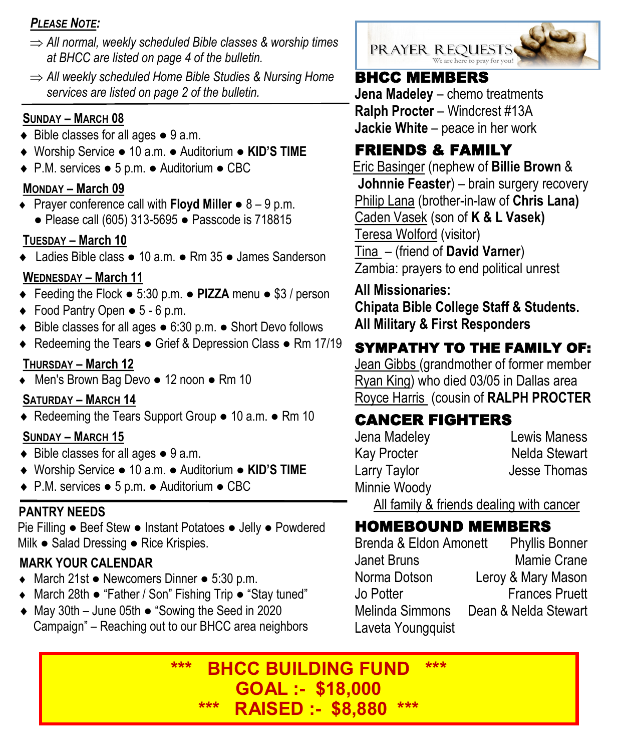***Please Note:***

- ⇒ *All normal, weekly scheduled Bible classes & worship times at BHCC are listed on page 4 of the bulletin.*
- ⇒ *All weekly scheduled Home Bible Studies & Nursing Home services are listed on page 2 of the bulletin.*

## Sunday – March 08

- Bible classes for all ages ● 9 a.m.
- Worship Service ● 10 a.m. ● Auditorium ● **KID'S TIME**
- P.M. services ● 5 p.m. ● Auditorium ● CBC

## Monday – March 09

- Prayer conference call with **Floyd Miller** ● 8 – 9 p.m. ● Please call (605) 313-5695 ● Passcode is 718815

## Tuesday – March 10

- Ladies Bible class ● 10 a.m. ● Rm 35 ● James Sanderson

## Wednesday – March 11

- Feeding the Flock ● 5:30 p.m. ● **PIZZA** menu ● $3 / person
- Food Pantry Open ● 5 - 6 p.m.
- Bible classes for all ages ● 6:30 p.m. ● Short Devo follows
- Redeeming the Tears ● Grief & Depression Class ● Rm 17/19

## Thursday – March 12

- Men's Brown Bag Devo ● 12 noon ● Rm 10

## Saturday – March 14

- Redeeming the Tears Support Group ● 10 a.m. ● Rm 10

## Sunday – March 15

- Bible classes for all ages ● 9 a.m.
- Worship Service ● 10 a.m. ● Auditorium ● **KID'S TIME**
- P.M. services ● 5 p.m. ● Auditorium ● CBC

## PANTRY NEEDS

Pie Filling ● Beef Stew ● Instant Potatoes ● Jelly ● Powdered Milk ● Salad Dressing ● Rice Krispies.

## MARK YOUR CALENDAR

- March 21st ● Newcomers Dinner ● 5:30 p.m.
- March 28th ● "Father / Son" Fishing Trip ● "Stay tuned"
- May 30th – June 05th ● "Sowing the Seed in 2020 Campaign" – Reaching out to our BHCC area neighbors

# PRAYER REQUESTS

We are here to pray for you!

## BHCC MEMBERS

**Jena Madeley** – chemo treatments
**Ralph Procter** – Windcrest #13A
**Jackie White** – peace in her work

## FRIENDS & FAMILY

Eric Basinger (nephew of **Billie Brown** & **Johnnie Feaster**) – brain surgery recovery
Philip Lana (brother-in-law of **Chris Lana)**
Caden Vasek (son of **K & L Vasek)**
Teresa Wolford (visitor)
Tina – (friend of **David Varner**)
Zambia: prayers to end political unrest

**All Missionaries:**
**Chipata Bible College Staff & Students.**
**All Military & First Responders**

## SYMPATHY TO THE FAMILY OF:

Jean Gibbs (grandmother of former member Ryan King) who died 03/05 in Dallas area
Royce Harris (cousin of **RALPH PROCTER**

## CANCER FIGHTERS

Jena Madeley
Kay Procter
Larry Taylor
Minnie Woody
Lewis Maness
Nelda Stewart
Jesse Thomas

All family & friends dealing with cancer

## HOMEBOUND MEMBERS

Brenda & Eldon Amonett
Janet Bruns
Norma Dotson
Jo Potter
Melinda Simmons
Laveta Youngquist
Phyllis Bonner
Mamie Crane
Leroy & Mary Mason
Frances Pruett
Dean & Nelda Stewart

**\*\*\* BHCC BUILDING FUND \*\*\***
**GOAL :- $18,000**
**\*\*\* RAISED :- $8,880 \*\*\***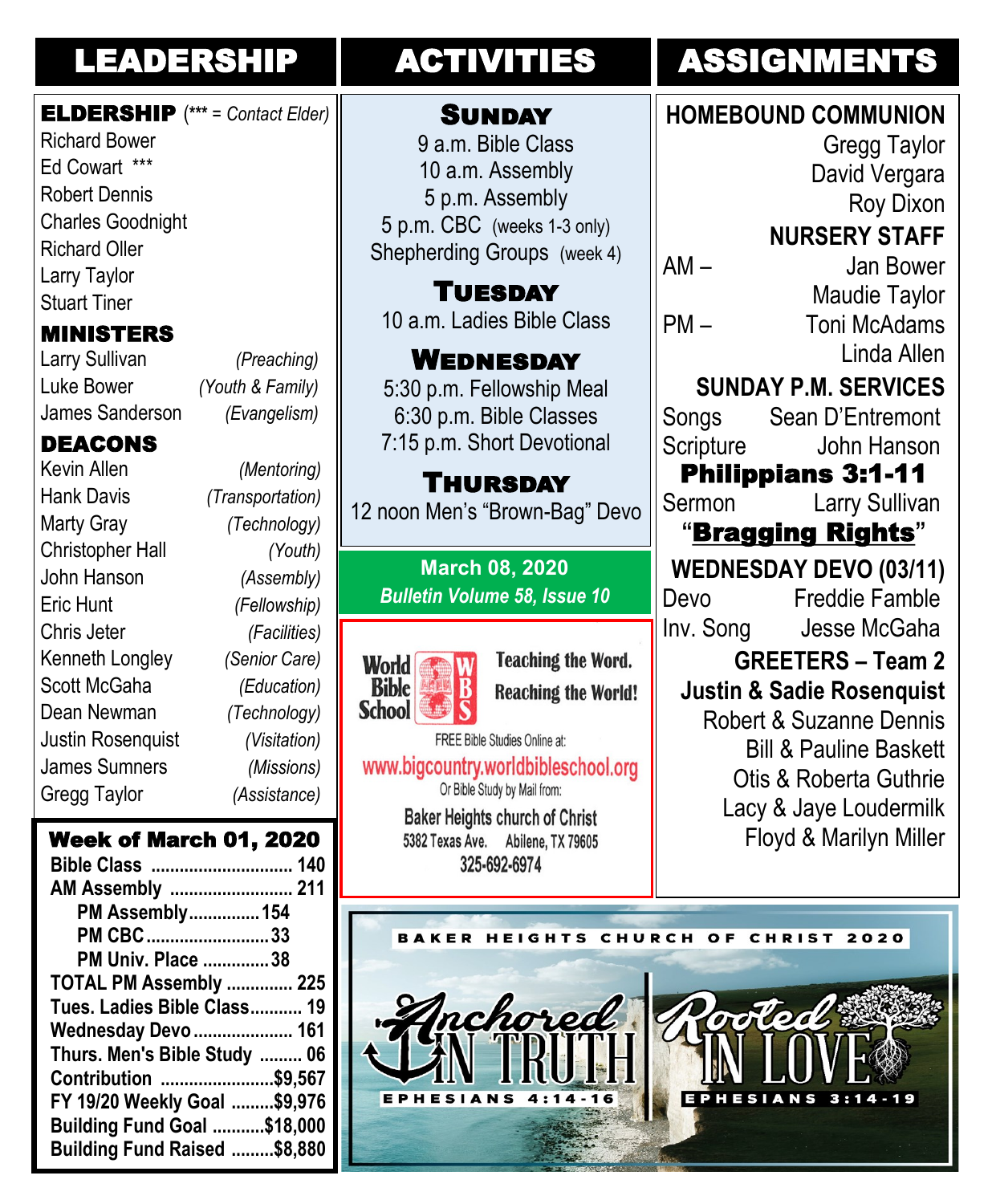# LEADERSHIP

## ELDERSHIP (*** = Contact Elder)

Richard Bower
Ed Cowart ***
Robert Dennis
Charles Goodnight
Richard Oller
Larry Taylor
Stuart Tiner

## MINISTERS

| | |
|---|---|
| Larry Sullivan | *(Preaching)* |
| Luke Bower | *(Youth & Family)* |
| James Sanderson | *(Evangelism)* |

## DEACONS

| | |
|---|---|
| Kevin Allen | *(Mentoring)* |
| Hank Davis | *(Transportation)* |
| Marty Gray | *(Technology)* |
| Christopher Hall | *(Youth)* |
| John Hanson | *(Assembly)* |
| Eric Hunt | *(Fellowship)* |
| Chris Jeter | *(Facilities)* |
| Kenneth Longley | *(Senior Care)* |
| Scott McGaha | *(Education)* |
| Dean Newman | *(Technology)* |
| Justin Rosenquist | *(Visitation)* |
| James Sumners | *(Missions)* |
| Gregg Taylor | *(Assistance)* |

## Week of March 01, 2020

| | |
|---|---|
| **Bible Class** | **140** |
| **AM Assembly** | **211** |
| **PM Assembly** | **154** |
| **PM CBC** | **33** |
| **PM Univ. Place** | **38** |
| **TOTAL PM Assembly** | **225** |
| **Tues. Ladies Bible Class** | **19** |
| **Wednesday Devo** | **161** |
| **Thurs. Men's Bible Study** | **06** |
| **Contribution** | **$9,567** |
| **FY 19/20 Weekly Goal** | **$9,976** |
| **Building Fund Goal** | **$18,000** |
| **Building Fund Raised** | **$8,880** |

# ACTIVITIES

## SUNDAY

9 a.m. Bible Class
10 a.m. Assembly
5 p.m. Assembly
5 p.m. CBC (weeks 1-3 only)
Shepherding Groups (week 4)

## TUESDAY

10 a.m. Ladies Bible Class

## WEDNESDAY

5:30 p.m. Fellowship Meal
6:30 p.m. Bible Classes
7:15 p.m. Short Devotional

## THURSDAY

12 noon Men's "Brown-Bag" Devo

**March 08, 2020**
***Bulletin Volume 58, Issue 10***

World Bible School — Teaching the Word. Reaching the World!

FREE Bible Studies Online at:
www.bigcountry.worldbibleschool.org
Or Bible Study by Mail from:
Baker Heights church of Christ
5382 Texas Ave. Abilene, TX 79605
325-692-6974

# ASSIGNMENTS

## HOMEBOUND COMMUNION

Gregg Taylor
David Vergara
Roy Dixon

## NURSERY STAFF

AM – Jan Bower, Maudie Taylor
PM – Toni McAdams, Linda Allen

## SUNDAY P.M. SERVICES

Songs — Sean D'Entremont
Scripture — John Hanson
**Philippians 3:1-11**
Sermon — Larry Sullivan
"**Bragging Rights**"

## WEDNESDAY DEVO (03/11)

Devo — Freddie Famble
Inv. Song — Jesse McGaha

## GREETERS – Team 2

**Justin & Sadie Rosenquist**
Robert & Suzanne Dennis
Bill & Pauline Baskett
Otis & Roberta Guthrie
Lacy & Jaye Loudermilk
Floyd & Marilyn Miller

BAKER HEIGHTS CHURCH OF CHRIST 2020

Anchored IN TRUTH — EPHESIANS 4:14-16

Rooted IN LOVE — EPHESIANS 3:14-19